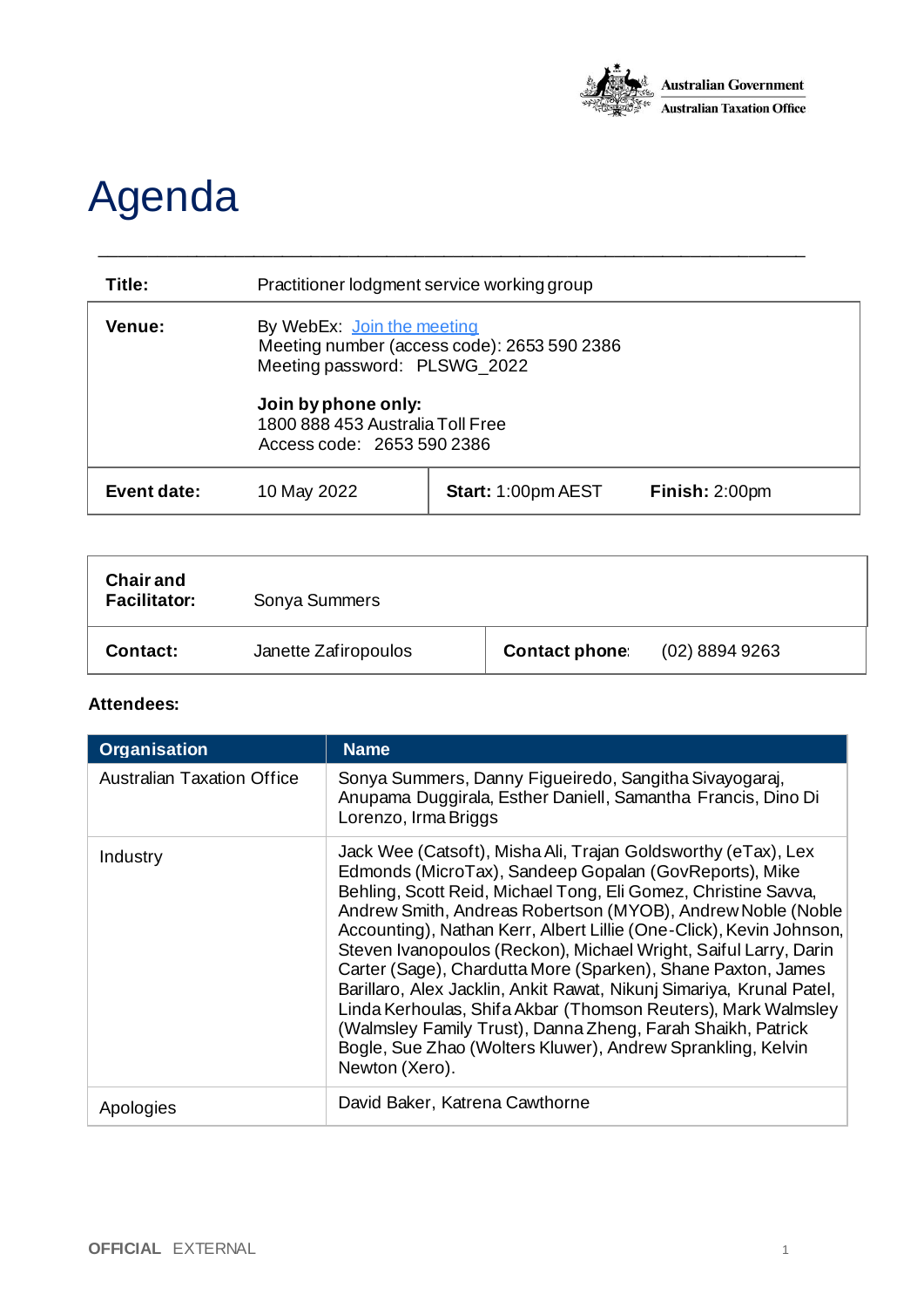Australian Government
Australian Taxation Office

# Agenda

| | | | |
|---|---|---|---|
| **Title:** | Practitioner lodgment service working group | | |
| **Venue:** | By WebEx: [Join the meeting]()<br>Meeting number (access code): 2653 590 2386<br>Meeting password: PLSWG_2022<br><br>**Join by phone only:**<br>1800 888 453 Australia Toll Free<br>Access code: 2653 590 2386 | | |
| **Event date:** | 10 May 2022 | **Start:** 1:00pm AEST | **Finish:** 2:00pm |

| | | | |
|---|---|---|---|
| **Chair and Facilitator:** | Sonya Summers | | |
| **Contact:** | Janette Zafiropoulos | **Contact phone:** | (02) 8894 9263 |

**Attendees:**

| Organisation | Name |
|---|---|
| Australian Taxation Office | Sonya Summers, Danny Figueiredo, Sangitha Sivayogaraj, Anupama Duggirala, Esther Daniell, Samantha Francis, Dino Di Lorenzo, Irma Briggs |
| Industry | Jack Wee (Catsoft), Misha Ali, Trajan Goldsworthy (eTax), Lex Edmonds (MicroTax), Sandeep Gopalan (GovReports), Mike Behling, Scott Reid, Michael Tong, Eli Gomez, Christine Savva, Andrew Smith, Andreas Robertson (MYOB), Andrew Noble (Noble Accounting), Nathan Kerr, Albert Lillie (One-Click), Kevin Johnson, Steven Ivanopoulos (Reckon), Michael Wright, Saiful Larry, Darin Carter (Sage), Chardutta More (Sparken), Shane Paxton, James Barillaro, Alex Jacklin, Ankit Rawat, Nikunj Simariya, Krunal Patel, Linda Kerhoulas, Shifa Akbar (Thomson Reuters), Mark Walmsley (Walmsley Family Trust), Danna Zheng, Farah Shaikh, Patrick Bogle, Sue Zhao (Wolters Kluwer), Andrew Sprankling, Kelvin Newton (Xero). |
| Apologies | David Baker, Katrena Cawthorne |

OFFICIAL EXTERNAL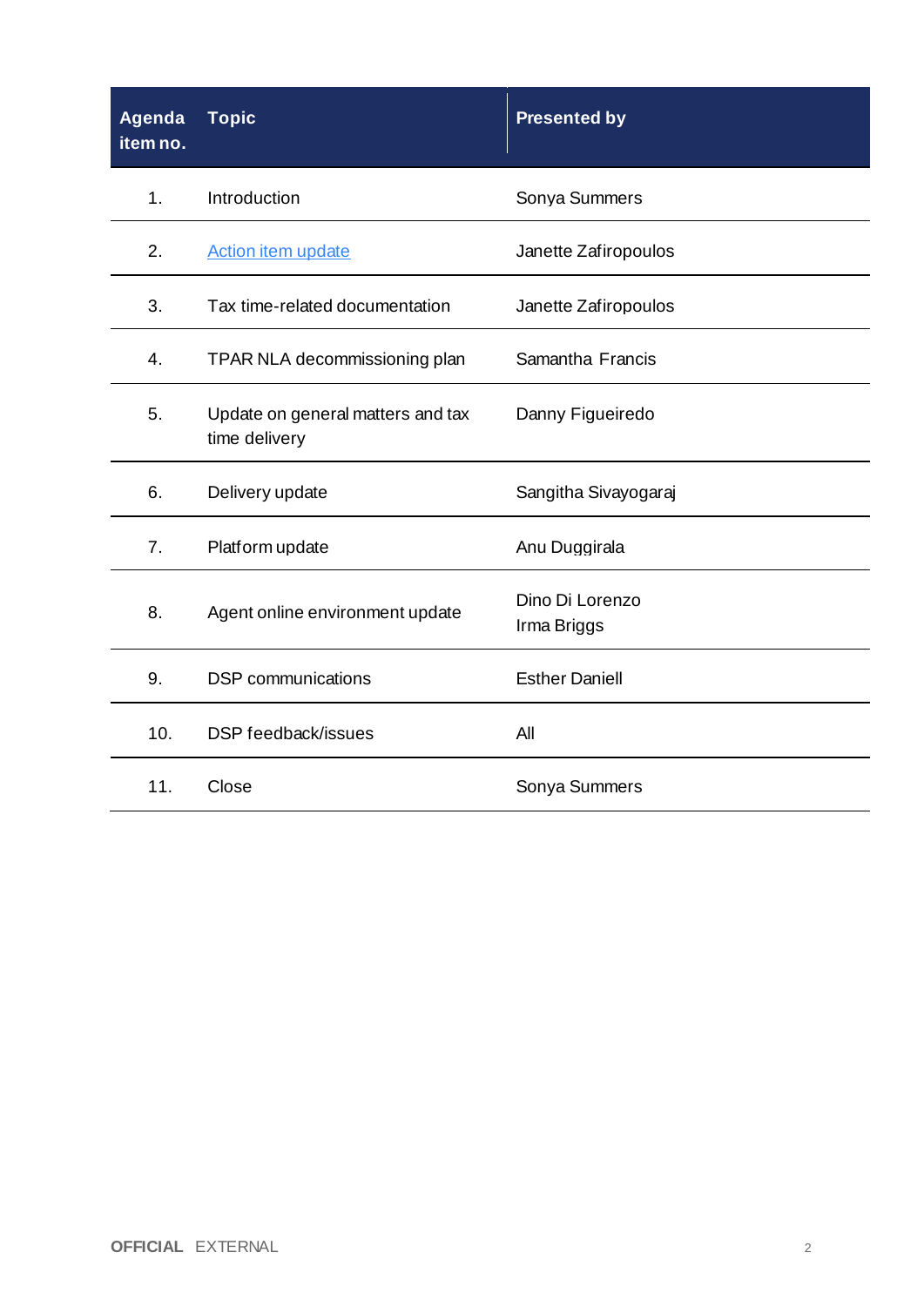| Agenda item no. | Topic | Presented by |
|---|---|---|
| 1. | Introduction | Sonya Summers |
| 2. | [Action item update]() | Janette Zafiropoulos |
| 3. | Tax time-related documentation | Janette Zafiropoulos |
| 4. | TPAR NLA decommissioning plan | Samantha Francis |
| 5. | Update on general matters and tax time delivery | Danny Figueiredo |
| 6. | Delivery update | Sangitha Sivayogaraj |
| 7. | Platform update | Anu Duggirala |
| 8. | Agent online environment update | Dino Di Lorenzo<br>Irma Briggs |
| 9. | DSP communications | Esther Daniell |
| 10. | DSP feedback/issues | All |
| 11. | Close | Sonya Summers |

**OFFICIAL** EXTERNAL